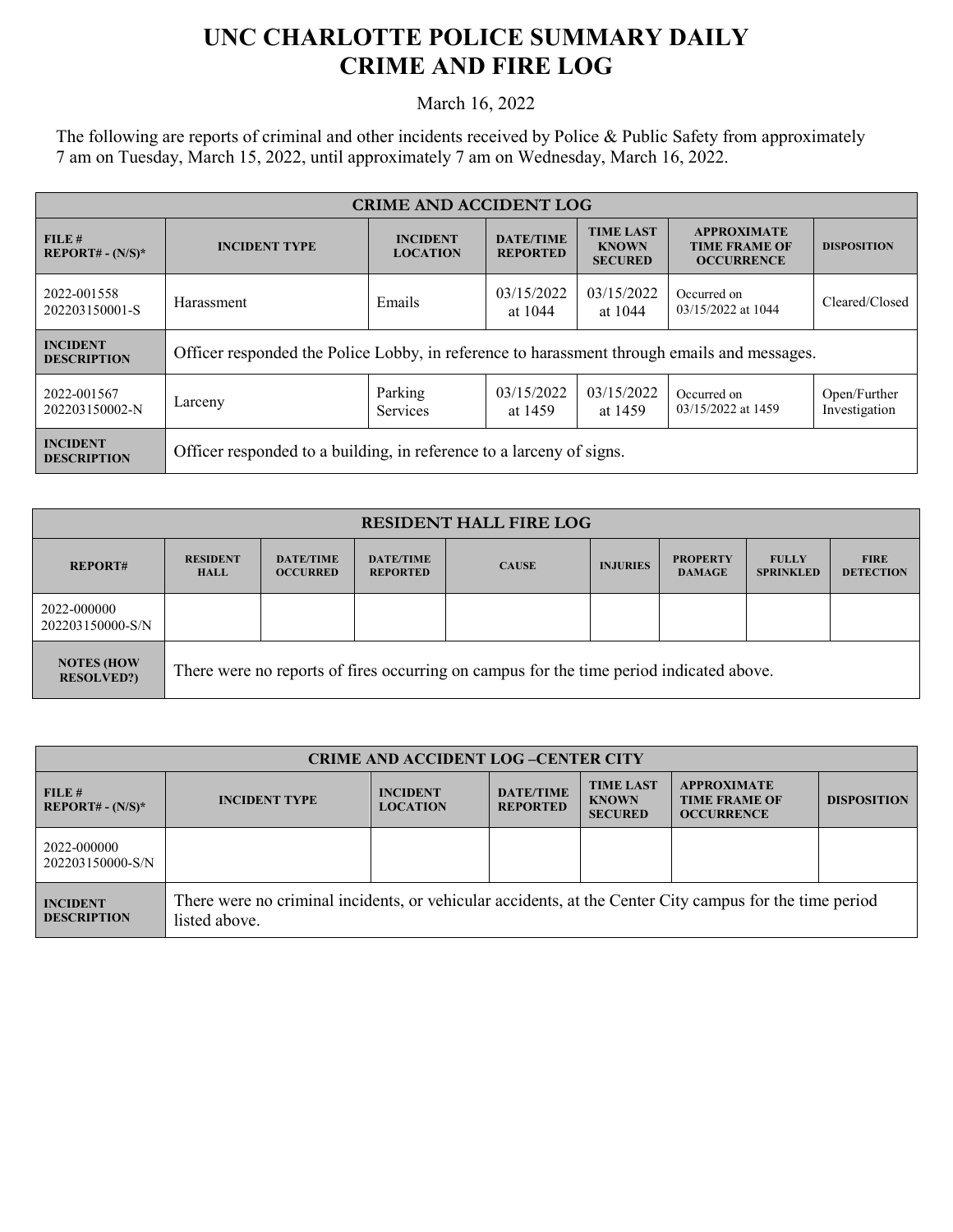# UNC CHARLOTTE POLICE SUMMARY DAILY CRIME AND FIRE LOG

March 16, 2022

The following are reports of criminal and other incidents received by Police & Public Safety from approximately 7 am on Tuesday, March 15, 2022, until approximately 7 am on Wednesday, March 16, 2022.

| CRIME AND ACCIDENT LOG | | | | | | |
|---|---|---|---|---|---|---|
| **FILE # REPORT# - (N/S)*** | **INCIDENT TYPE** | **INCIDENT LOCATION** | **DATE/TIME REPORTED** | **TIME LAST KNOWN SECURED** | **APPROXIMATE TIME FRAME OF OCCURRENCE** | **DISPOSITION** |
| 2022-001558 202203150001-S | Harassment | Emails | 03/15/2022 at 1044 | 03/15/2022 at 1044 | Occurred on 03/15/2022 at 1044 | Cleared/Closed |
| **INCIDENT DESCRIPTION** | Officer responded the Police Lobby, in reference to harassment through emails and messages. | | | | | |
| 2022-001567 202203150002-N | Larceny | Parking Services | 03/15/2022 at 1459 | 03/15/2022 at 1459 | Occurred on 03/15/2022 at 1459 | Open/Further Investigation |
| **INCIDENT DESCRIPTION** | Officer responded to a building, in reference to a larceny of signs. | | | | | |

| RESIDENT HALL FIRE LOG | | | | | | | | |
|---|---|---|---|---|---|---|---|---|
| **REPORT#** | **RESIDENT HALL** | **DATE/TIME OCCURRED** | **DATE/TIME REPORTED** | **CAUSE** | **INJURIES** | **PROPERTY DAMAGE** | **FULLY SPRINKLED** | **FIRE DETECTION** |
| 2022-000000 202203150000-S/N | | | | | | | | |
| **NOTES (HOW RESOLVED?)** | There were no reports of fires occurring on campus for the time period indicated above. | | | | | | | |

| CRIME AND ACCIDENT LOG –CENTER CITY | | | | | | |
|---|---|---|---|---|---|---|
| **FILE # REPORT# - (N/S)*** | **INCIDENT TYPE** | **INCIDENT LOCATION** | **DATE/TIME REPORTED** | **TIME LAST KNOWN SECURED** | **APPROXIMATE TIME FRAME OF OCCURRENCE** | **DISPOSITION** |
| 2022-000000 202203150000-S/N | | | | | | |
| **INCIDENT DESCRIPTION** | There were no criminal incidents, or vehicular accidents, at the Center City campus for the time period listed above. | | | | | |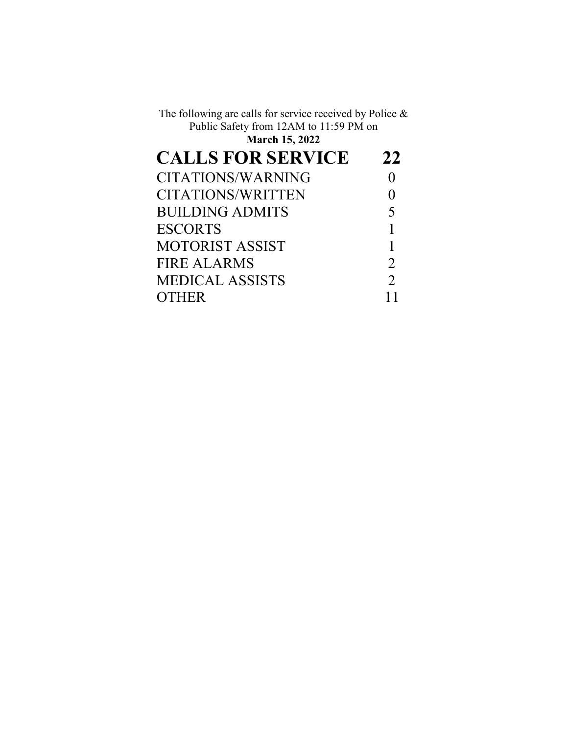The following are calls for service received by Police & Public Safety from 12AM to 11:59 PM on

**March 15, 2022**

| | |
|---|---|
| **CALLS FOR SERVICE** | **22** |
| CITATIONS/WARNING | 0 |
| CITATIONS/WRITTEN | 0 |
| BUILDING ADMITS | 5 |
| ESCORTS | 1 |
| MOTORIST ASSIST | 1 |
| FIRE ALARMS | 2 |
| MEDICAL ASSISTS | 2 |
| OTHER | 11 |